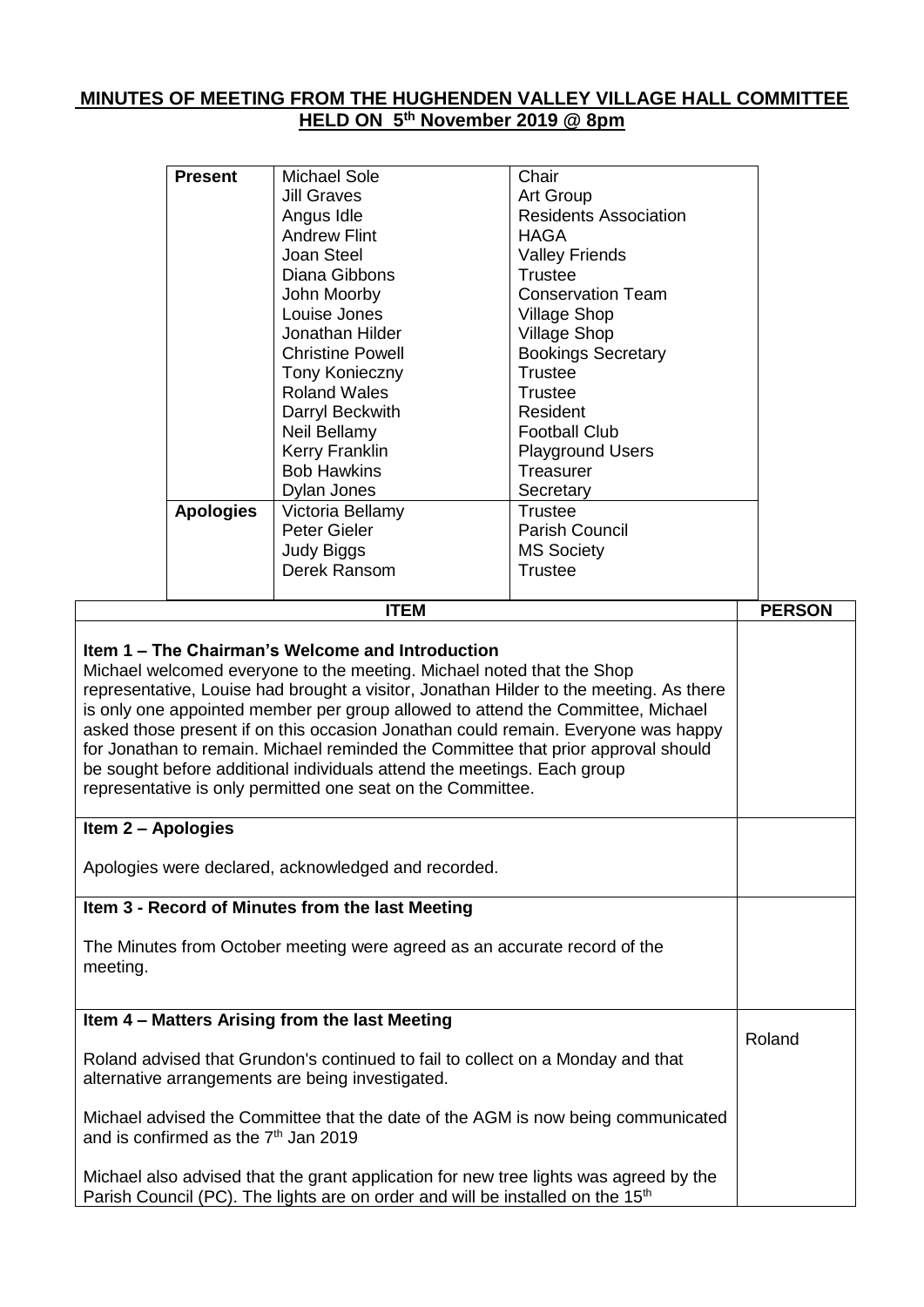# MINUTES OF MEETING FROM THE HUGHENDEN VALLEY VILLAGE HALL COMMITTEE HELD ON 5th November 2019 @ 8pm

| | | |
|---|---|---|
| **Present** | Michael Sole | Chair |
| | Jill Graves | Art Group |
| | Angus Idle | Residents Association |
| | Andrew Flint | HAGA |
| | Joan Steel | Valley Friends |
| | Diana Gibbons | Trustee |
| | John Moorby | Conservation Team |
| | Louise Jones | Village Shop |
| | Jonathan Hilder | Village Shop |
| | Christine Powell | Bookings Secretary |
| | Tony Konieczny | Trustee |
| | Roland Wales | Trustee |
| | Darryl Beckwith | Resident |
| | Neil Bellamy | Football Club |
| | Kerry Franklin | Playground Users |
| | Bob Hawkins | Treasurer |
| | Dylan Jones | Secretary |
| **Apologies** | Victoria Bellamy | Trustee |
| | Peter Gieler | Parish Council |
| | Judy Biggs | MS Society |
| | Derek Ransom | Trustee |

| ITEM | PERSON |
|---|---|
| **Item 1 – The Chairman's Welcome and Introduction**<br>Michael welcomed everyone to the meeting. Michael noted that the Shop representative, Louise had brought a visitor, Jonathan Hilder to the meeting. As there is only one appointed member per group allowed to attend the Committee, Michael asked those present if on this occasion Jonathan could remain. Everyone was happy for Jonathan to remain. Michael reminded the Committee that prior approval should be sought before additional individuals attend the meetings. Each group representative is only permitted one seat on the Committee. | |
| **Item 2 – Apologies**<br><br>Apologies were declared, acknowledged and recorded. | |
| **Item 3 - Record of Minutes from the last Meeting**<br><br>The Minutes from October meeting were agreed as an accurate record of the meeting. | |
| **Item 4 – Matters Arising from the last Meeting**<br><br>Roland advised that Grundon's continued to fail to collect on a Monday and that alternative arrangements are being investigated.<br><br>Michael advised the Committee that the date of the AGM is now being communicated and is confirmed as the 7th Jan 2019<br><br>Michael also advised that the grant application for new tree lights was agreed by the Parish Council (PC). The lights are on order and will be installed on the 15th | Roland |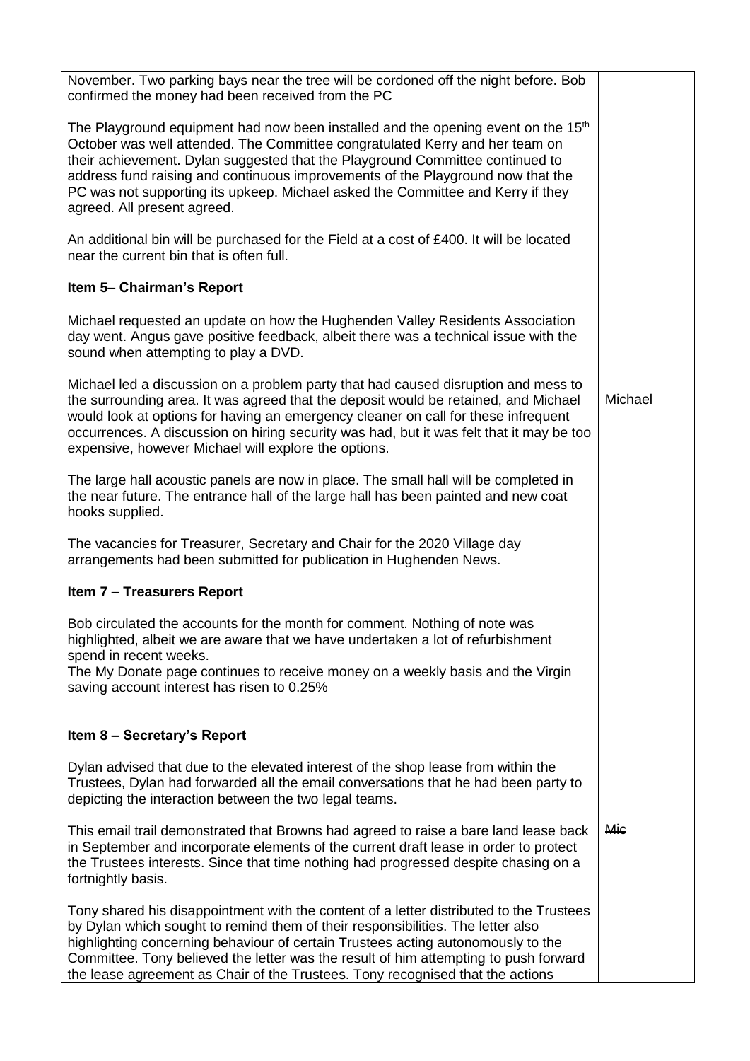| | |
|---|---|
| November. Two parking bays near the tree will be cordoned off the night before. Bob confirmed the money had been received from the PC<br><br>The Playground equipment had now been installed and the opening event on the 15th October was well attended. The Committee congratulated Kerry and her team on their achievement. Dylan suggested that the Playground Committee continued to address fund raising and continuous improvements of the Playground now that the PC was not supporting its upkeep. Michael asked the Committee and Kerry if they agreed. All present agreed.<br><br>An additional bin will be purchased for the Field at a cost of £400. It will be located near the current bin that is often full.<br><br>**Item 5– Chairman's Report**<br><br>Michael requested an update on how the Hughenden Valley Residents Association day went. Angus gave positive feedback, albeit there was a technical issue with the sound when attempting to play a DVD.<br><br>Michael led a discussion on a problem party that had caused disruption and mess to the surrounding area. It was agreed that the deposit would be retained, and Michael would look at options for having an emergency cleaner on call for these infrequent occurrences. A discussion on hiring security was had, but it was felt that it may be too expensive, however Michael will explore the options. | Michael |
| The large hall acoustic panels are now in place. The small hall will be completed in the near future. The entrance hall of the large hall has been painted and new coat hooks supplied.<br><br>The vacancies for Treasurer, Secretary and Chair for the 2020 Village day arrangements had been submitted for publication in Hughenden News.<br><br>**Item 7 – Treasurers Report**<br><br>Bob circulated the accounts for the month for comment. Nothing of note was highlighted, albeit we are aware that we have undertaken a lot of refurbishment spend in recent weeks.<br>The My Donate page continues to receive money on a weekly basis and the Virgin saving account interest has risen to 0.25%<br><br>**Item 8 – Secretary's Report**<br><br>Dylan advised that due to the elevated interest of the shop lease from within the Trustees, Dylan had forwarded all the email conversations that he had been party to depicting the interaction between the two legal teams. | |
| This email trail demonstrated that Browns had agreed to raise a bare land lease back in September and incorporate elements of the current draft lease in order to protect the Trustees interests. Since that time nothing had progressed despite chasing on a fortnightly basis.<br><br>Tony shared his disappointment with the content of a letter distributed to the Trustees by Dylan which sought to remind them of their responsibilities. The letter also highlighting concerning behaviour of certain Trustees acting autonomously to the Committee. Tony believed the letter was the result of him attempting to push forward the lease agreement as Chair of the Trustees. Tony recognised that the actions | ~~Mic~~ |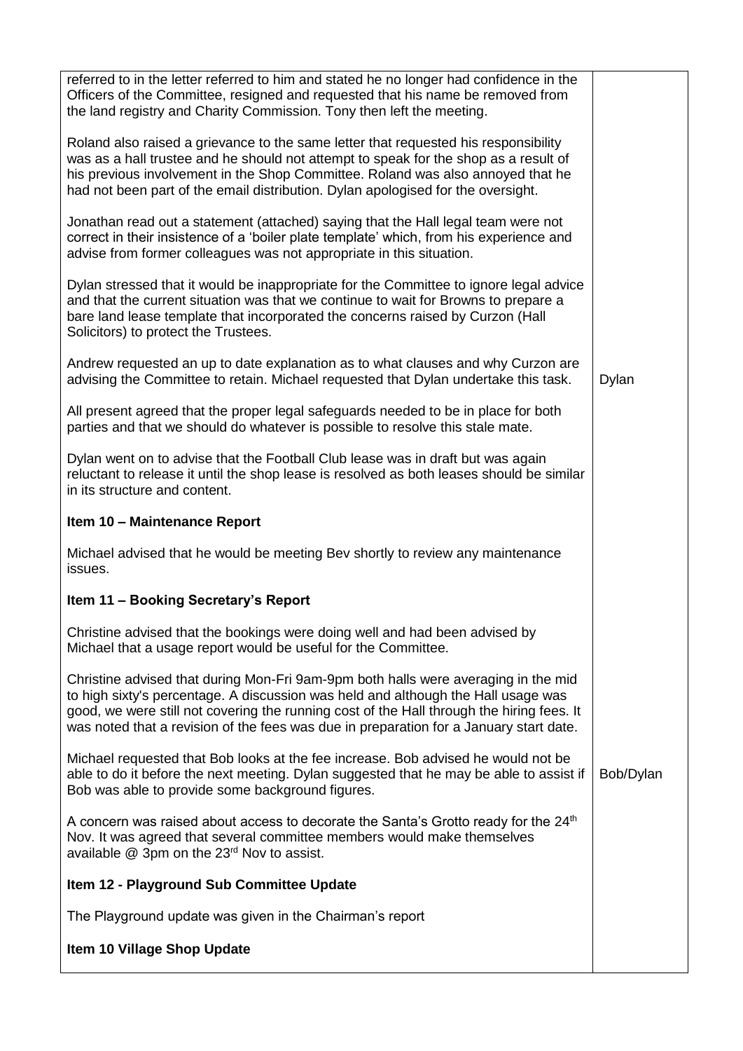| | |
|---|---|
| referred to in the letter referred to him and stated he no longer had confidence in the Officers of the Committee, resigned and requested that his name be removed from the land registry and Charity Commission. Tony then left the meeting. | |
| Roland also raised a grievance to the same letter that requested his responsibility was as a hall trustee and he should not attempt to speak for the shop as a result of his previous involvement in the Shop Committee. Roland was also annoyed that he had not been part of the email distribution. Dylan apologised for the oversight. | |
| Jonathan read out a statement (attached) saying that the Hall legal team were not correct in their insistence of a 'boiler plate template' which, from his experience and advise from former colleagues was not appropriate in this situation. | |
| Dylan stressed that it would be inappropriate for the Committee to ignore legal advice and that the current situation was that we continue to wait for Browns to prepare a bare land lease template that incorporated the concerns raised by Curzon (Hall Solicitors) to protect the Trustees. | |
| Andrew requested an up to date explanation as to what clauses and why Curzon are advising the Committee to retain. Michael requested that Dylan undertake this task. | Dylan |
| All present agreed that the proper legal safeguards needed to be in place for both parties and that we should do whatever is possible to resolve this stale mate. | |
| Dylan went on to advise that the Football Club lease was in draft but was again reluctant to release it until the shop lease is resolved as both leases should be similar in its structure and content. | |
| **Item 10 – Maintenance Report** | |
| Michael advised that he would be meeting Bev shortly to review any maintenance issues. | |
| **Item 11 – Booking Secretary's Report** | |
| Christine advised that the bookings were doing well and had been advised by Michael that a usage report would be useful for the Committee. | |
| Christine advised that during Mon-Fri 9am-9pm both halls were averaging in the mid to high sixty's percentage. A discussion was held and although the Hall usage was good, we were still not covering the running cost of the Hall through the hiring fees. It was noted that a revision of the fees was due in preparation for a January start date. | |
| Michael requested that Bob looks at the fee increase. Bob advised he would not be able to do it before the next meeting. Dylan suggested that he may be able to assist if Bob was able to provide some background figures. | Bob/Dylan |
| A concern was raised about access to decorate the Santa's Grotto ready for the 24th Nov. It was agreed that several committee members would make themselves available @ 3pm on the 23rd Nov to assist. | |
| **Item 12 - Playground Sub Committee Update** | |
| The Playground update was given in the Chairman's report | |
| **Item 10 Village Shop Update** | |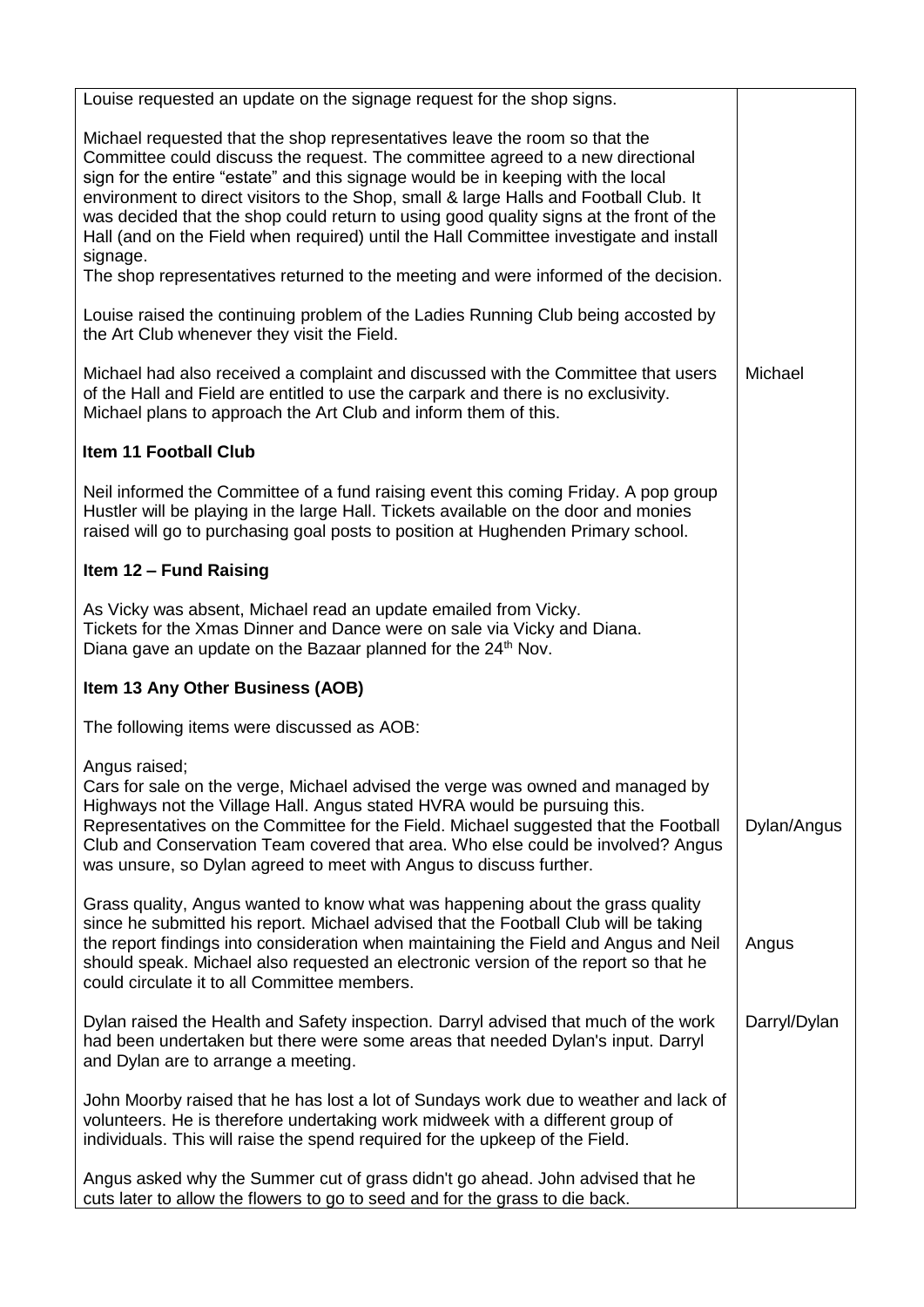| | |
|---|---|
| Louise requested an update on the signage request for the shop signs.<br><br>Michael requested that the shop representatives leave the room so that the Committee could discuss the request. The committee agreed to a new directional sign for the entire "estate" and this signage would be in keeping with the local environment to direct visitors to the Shop, small & large Halls and Football Club. It was decided that the shop could return to using good quality signs at the front of the Hall (and on the Field when required) until the Hall Committee investigate and install signage.<br>The shop representatives returned to the meeting and were informed of the decision.<br><br>Louise raised the continuing problem of the Ladies Running Club being accosted by the Art Club whenever they visit the Field. | |
| Michael had also received a complaint and discussed with the Committee that users of the Hall and Field are entitled to use the carpark and there is no exclusivity. Michael plans to approach the Art Club and inform them of this. | Michael |
| **Item 11 Football Club**<br><br>Neil informed the Committee of a fund raising event this coming Friday. A pop group Hustler will be playing in the large Hall. Tickets available on the door and monies raised will go to purchasing goal posts to position at Hughenden Primary school. | |
| **Item 12 – Fund Raising**<br><br>As Vicky was absent, Michael read an update emailed from Vicky.<br>Tickets for the Xmas Dinner and Dance were on sale via Vicky and Diana.<br>Diana gave an update on the Bazaar planned for the 24th Nov. | |
| **Item 13 Any Other Business (AOB)**<br><br>The following items were discussed as AOB:<br><br>Angus raised;<br>Cars for sale on the verge, Michael advised the verge was owned and managed by Highways not the Village Hall. Angus stated HVRA would be pursuing this.<br>Representatives on the Committee for the Field. Michael suggested that the Football Club and Conservation Team covered that area. Who else could be involved? Angus was unsure, so Dylan agreed to meet with Angus to discuss further. | Dylan/Angus |
| Grass quality, Angus wanted to know what was happening about the grass quality since he submitted his report. Michael advised that the Football Club will be taking the report findings into consideration when maintaining the Field and Angus and Neil should speak. Michael also requested an electronic version of the report so that he could circulate it to all Committee members. | Angus |
| Dylan raised the Health and Safety inspection. Darryl advised that much of the work had been undertaken but there were some areas that needed Dylan's input. Darryl and Dylan are to arrange a meeting. | Darryl/Dylan |
| John Moorby raised that he has lost a lot of Sundays work due to weather and lack of volunteers. He is therefore undertaking work midweek with a different group of individuals. This will raise the spend required for the upkeep of the Field.<br><br>Angus asked why the Summer cut of grass didn't go ahead. John advised that he cuts later to allow the flowers to go to seed and for the grass to die back. | |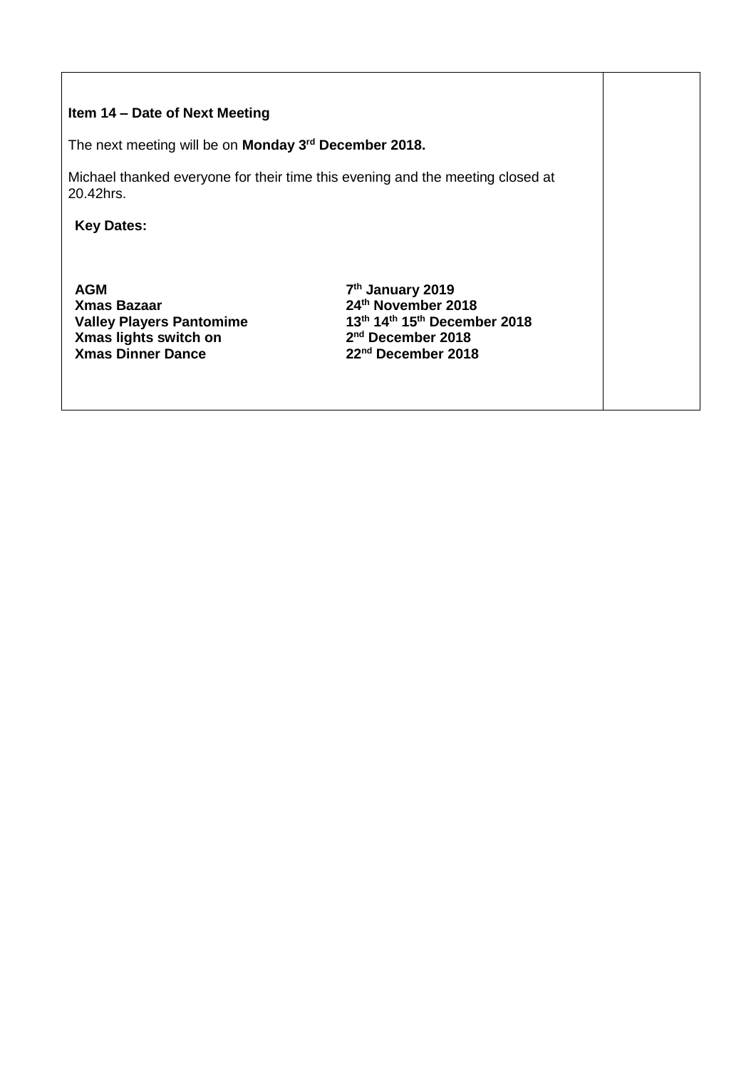**Item 14 – Date of Next Meeting**

The next meeting will be on **Monday 3rd December 2018.**

Michael thanked everyone for their time this evening and the meeting closed at 20.42hrs.

**Key Dates:**

| | |
|---|---|
| **AGM** | **7th January 2019** |
| **Xmas Bazaar** | **24th November 2018** |
| **Valley Players Pantomime** | **13th 14th 15th December 2018** |
| **Xmas lights switch on** | **2nd December 2018** |
| **Xmas Dinner Dance** | **22nd December 2018** |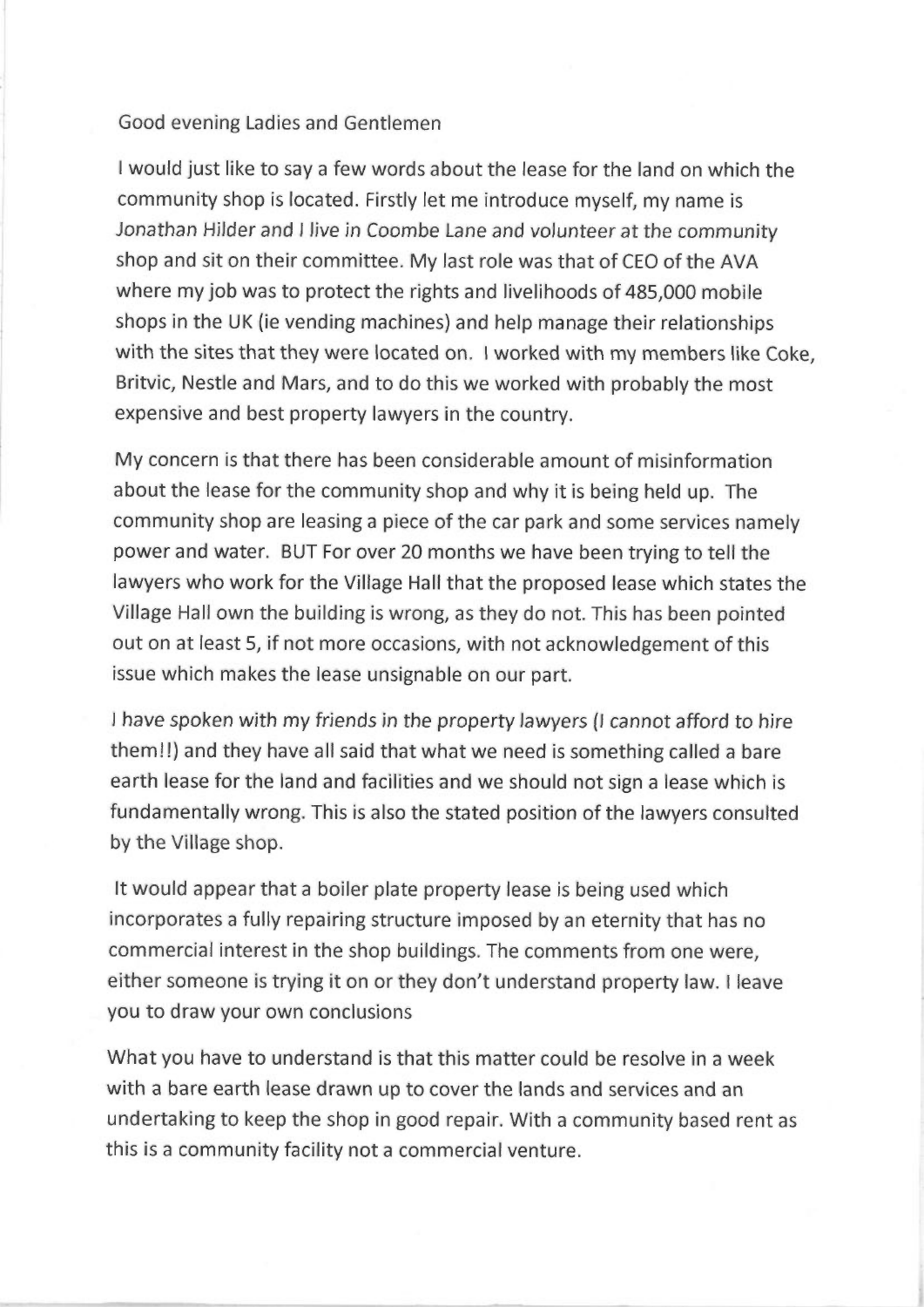Good evening Ladies and Gentlemen

I would just like to say a few words about the lease for the land on which the community shop is located. Firstly let me introduce myself, my name is *Jonathan Hilder and I live in Coombe Lane and volunteer at the community* shop and sit on their committee. My last role was that of CEO of the AVA where my job was to protect the rights and livelihoods of 485,000 mobile shops in the UK (ie vending machines) and help manage their relationships with the sites that they were located on. I worked with my members like Coke, Britvic, Nestle and Mars, and to do this we worked with probably the most expensive and best property lawyers in the country.

My concern is that there has been considerable amount of misinformation about the lease for the community shop and why it is being held up. The community shop are leasing a piece of the car park and some services namely power and water. BUT For over 20 months we have been trying to tell the lawyers who work for the Village Hall that the proposed lease which states the Village Hall own the building is wrong, as they do not. This has been pointed out on at least 5, if not more occasions, with not acknowledgement of this issue which makes the lease unsignable on our part.

*I have spoken with my friends in the property lawyers (I cannot afford to hire them!!)* and they have all said that what we need is something called a bare earth lease for the land and facilities and we should not sign a lease which is fundamentally wrong. This is also the stated position of the lawyers consulted by the Village shop.

It would appear that a boiler plate property lease is being used which incorporates a fully repairing structure imposed by an eternity that has no commercial interest in the shop buildings. The comments from one were, either someone is trying it on or they don't understand property law. I leave you to draw your own conclusions

What you have to understand is that this matter could be resolve in a week with a bare earth lease drawn up to cover the lands and services and an undertaking to keep the shop in good repair. With a community based rent as this is a community facility not a commercial venture.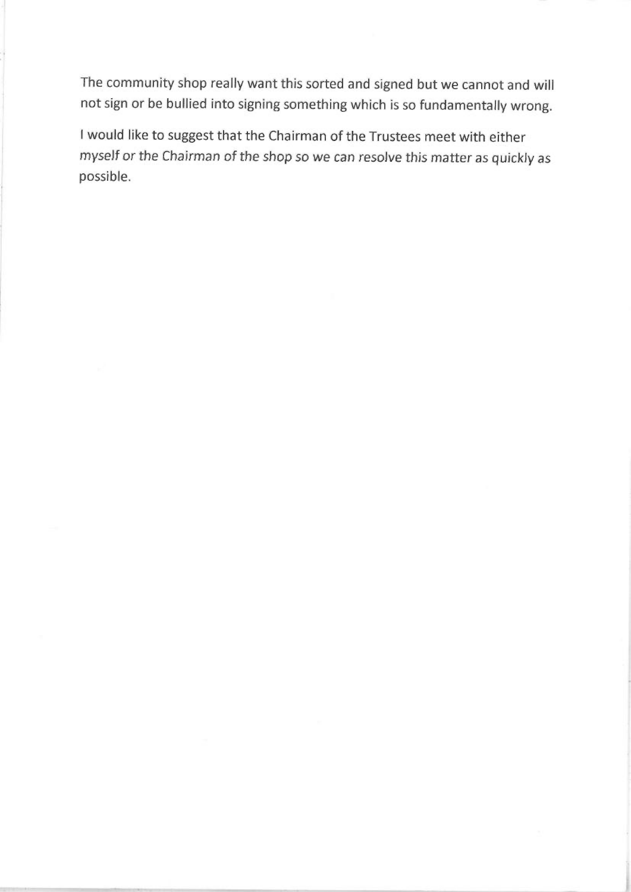The community shop really want this sorted and signed but we cannot and will not sign or be bullied into signing something which is so fundamentally wrong.

I would like to suggest that the Chairman of the Trustees meet with either myself or the Chairman of the shop so we can resolve this matter as quickly as possible.